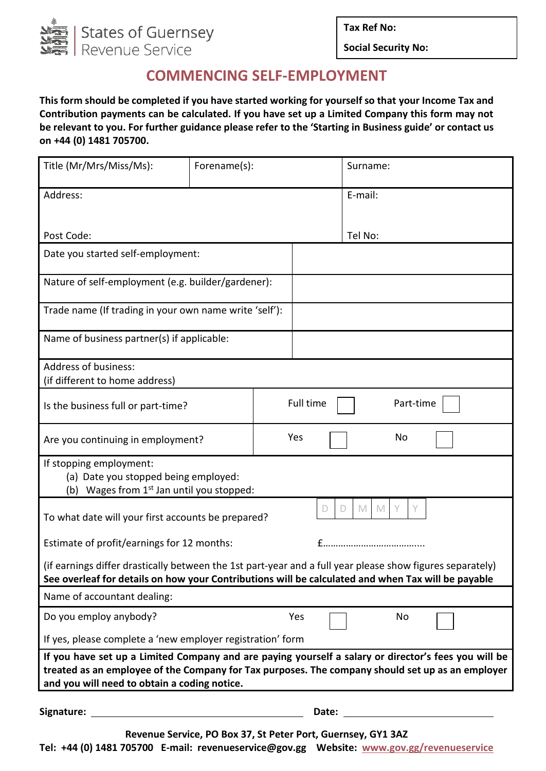States of Guernsey
Revenue Service

| Tax Ref No: |
|---|
| Social Security No: |

# COMMENCING SELF-EMPLOYMENT

**This form should be completed if you have started working for yourself so that your Income Tax and Contribution payments can be calculated. If you have set up a Limited Company this form may not be relevant to you. For further guidance please refer to the 'Starting in Business guide' or contact us on +44 (0) 1481 705700.**

| Title (Mr/Mrs/Miss/Ms): | Forename(s): | Surname: |
|---|---|---|
| Address:<br><br>Post Code: | | E-mail:<br><br>Tel No: |

| | |
|---|---|
| Date you started self-employment: | |
| Nature of self-employment (e.g. builder/gardener): | |
| Trade name (If trading in your own name write 'self'): | |
| Name of business partner(s) if applicable: | |
| Address of business:<br>(if different to home address) | |
| Is the business full or part-time? | Full time ☐ Part-time ☐ |
| Are you continuing in employment? | Yes ☐ No ☐ |
| If stopping employment:<br>(a) Date you stopped being employed:<br>(b) Wages from 1st Jan until you stopped: | |
| To what date will your first accounts be prepared? | D D M M Y Y |
| Estimate of profit/earnings for 12 months: | £………………………………... |
| (if earnings differ drastically between the 1st part-year and a full year please show figures separately)<br>**See overleaf for details on how your Contributions will be calculated and when Tax will be payable** | |
| Name of accountant dealing: | |
| Do you employ anybody? | Yes ☐ No ☐ |
| If yes, please complete a 'new employer registration' form | |
| **If you have set up a Limited Company and are paying yourself a salary or director's fees you will be treated as an employee of the Company for Tax purposes. The company should set up as an employer and you will need to obtain a coding notice.** | |

**Signature:** ______________________ **Date:** ______________

**Revenue Service, PO Box 37, St Peter Port, Guernsey, GY1 3AZ**
**Tel: +44 (0) 1481 705700 E-mail: revenueservice@gov.gg Website: www.gov.gg/revenueservice**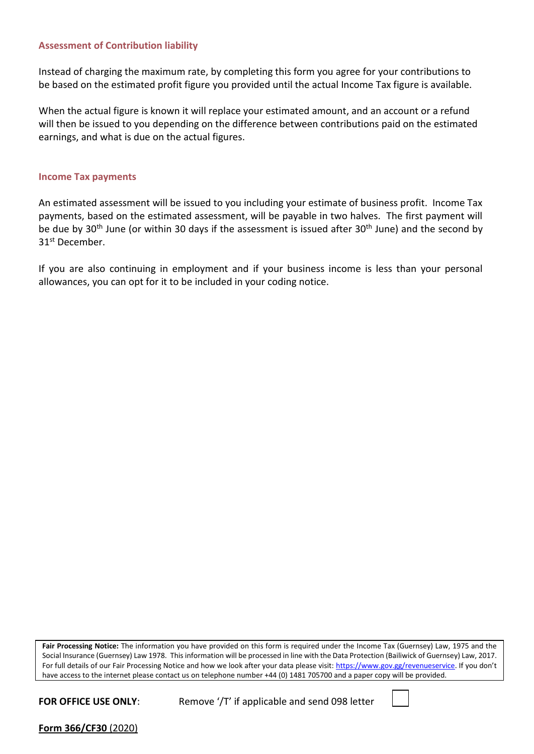### Assessment of Contribution liability

Instead of charging the maximum rate, by completing this form you agree for your contributions to be based on the estimated profit figure you provided until the actual Income Tax figure is available.

When the actual figure is known it will replace your estimated amount, and an account or a refund will then be issued to you depending on the difference between contributions paid on the estimated earnings, and what is due on the actual figures.

### Income Tax payments

An estimated assessment will be issued to you including your estimate of business profit. Income Tax payments, based on the estimated assessment, will be payable in two halves. The first payment will be due by 30th June (or within 30 days if the assessment is issued after 30th June) and the second by 31st December.

If you are also continuing in employment and if your business income is less than your personal allowances, you can opt for it to be included in your coding notice.

**Fair Processing Notice:** The information you have provided on this form is required under the Income Tax (Guernsey) Law, 1975 and the Social Insurance (Guernsey) Law 1978. This information will be processed in line with the Data Protection (Bailiwick of Guernsey) Law, 2017. For full details of our Fair Processing Notice and how we look after your data please visit: https://www.gov.gg/revenueservice. If you don't have access to the internet please contact us on telephone number +44 (0) 1481 705700 and a paper copy will be provided.

**FOR OFFICE USE ONLY**: Remove '/T' if applicable and send 098 letter ☐

**Form 366/CF30** (2020)